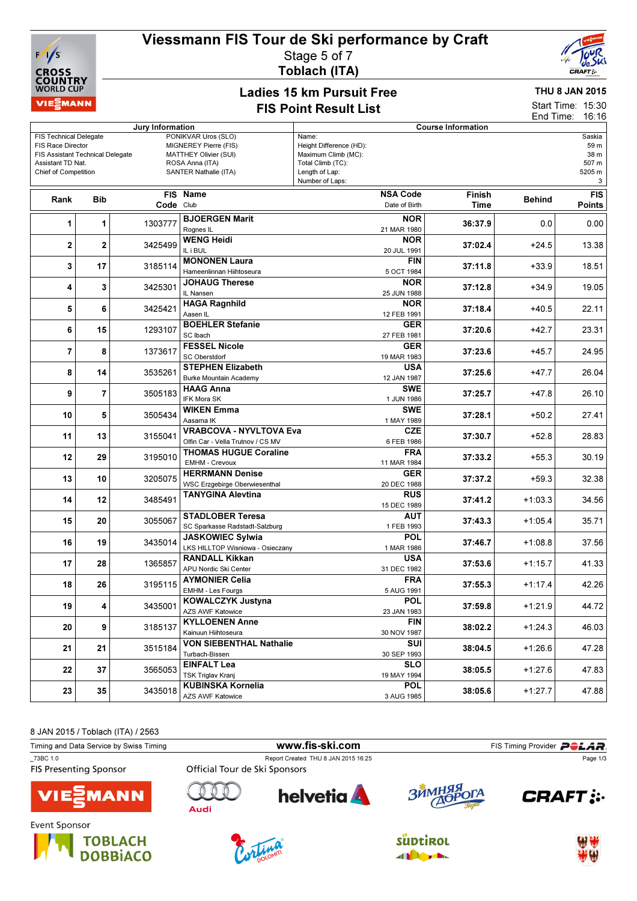# Viessmann FIS Tour de Ski performance by Craft

Stage 5 of 7

**Toblach (ITA)**

## Ladies 15 km Pursuit Free

## FIS Point Result List

**THU 8 JAN 2015**

Start Time: 15:30

End Time: 16:16

| Jury Information | | Course Information | |
|---|---|---|---|
| FIS Technical Delegate | PONIKVAR Uros (SLO) | Name: | Saskia |
| FIS Race Director | MIGNEREY Pierre (FIS) | Height Difference (HD): | 59 m |
| FIS Assistant Technical Delegate | MATTHEY Olivier (SUI) | Maximum Climb (MC): | 38 m |
| Assistant TD Nat. | ROSA Anna (ITA) | Total Climb (TC): | 507 m |
| Chief of Competition | SANTER Nathalie (ITA) | Length of Lap: | 5205 m |
| | | Number of Laps: | 3 |

| Rank | Bib | FIS Code | Name / Club | NSA Code / Date of Birth | Finish Time | Behind | FIS Points |
|---|---|---|---|---|---|---|---|
| 1 | 1 | 1303777 | **BJOERGEN Marit** Rognes IL | NOR 21 MAR 1980 | 36:37.9 | 0.0 | 0.00 |
| 2 | 2 | 3425499 | **WENG Heidi** IL i BUL | NOR 20 JUL 1991 | 37:02.4 | +24.5 | 13.38 |
| 3 | 17 | 3185114 | **MONONEN Laura** Hameenlinnan Hiihtoseura | FIN 5 OCT 1984 | 37:11.8 | +33.9 | 18.51 |
| 4 | 3 | 3425301 | **JOHAUG Therese** IL Nansen | NOR 25 JUN 1988 | 37:12.8 | +34.9 | 19.05 |
| 5 | 6 | 3425421 | **HAGA Ragnhild** Aasen IL | NOR 12 FEB 1991 | 37:18.4 | +40.5 | 22.11 |
| 6 | 15 | 1293107 | **BOEHLER Stefanie** SC Ibach | GER 27 FEB 1981 | 37:20.6 | +42.7 | 23.31 |
| 7 | 8 | 1373617 | **FESSEL Nicole** SC Oberstdorf | GER 19 MAR 1983 | 37:23.6 | +45.7 | 24.95 |
| 8 | 14 | 3535261 | **STEPHEN Elizabeth** Burke Mountain Academy | USA 12 JAN 1987 | 37:25.6 | +47.7 | 26.04 |
| 9 | 7 | 3505183 | **HAAG Anna** IFK Mora SK | SWE 1 JUN 1986 | 37:25.7 | +47.8 | 26.10 |
| 10 | 5 | 3505434 | **WIKEN Emma** Aasarna IK | SWE 1 MAY 1989 | 37:28.1 | +50.2 | 27.41 |
| 11 | 13 | 3155041 | **VRABCOVA - NYVLTOVA Eva** Olfin Car - Vella Trutnov / CS MV | CZE 6 FEB 1986 | 37:30.7 | +52.8 | 28.83 |
| 12 | 29 | 3195010 | **THOMAS HUGUE Coraline** EMHM - Crevoux | FRA 11 MAR 1984 | 37:33.2 | +55.3 | 30.19 |
| 13 | 10 | 3205075 | **HERRMANN Denise** WSC Erzgebirge Oberwiesenthal | GER 20 DEC 1988 | 37:37.2 | +59.3 | 32.38 |
| 14 | 12 | 3485491 | **TANYGINA Alevtina** | RUS 15 DEC 1989 | 37:41.2 | +1:03.3 | 34.56 |
| 15 | 20 | 3055067 | **STADLOBER Teresa** SC Sparkasse Radstadt-Salzburg | AUT 1 FEB 1993 | 37:43.3 | +1:05.4 | 35.71 |
| 16 | 19 | 3435014 | **JASKOWIEC Sylwia** LKS HILLTOP Wisniowa - Osieczany | POL 1 MAR 1986 | 37:46.7 | +1:08.8 | 37.56 |
| 17 | 28 | 1365857 | **RANDALL Kikkan** APU Nordic Ski Center | USA 31 DEC 1982 | 37:53.6 | +1:15.7 | 41.33 |
| 18 | 26 | 3195115 | **AYMONIER Celia** EMHM - Les Fourgs | FRA 5 AUG 1991 | 37:55.3 | +1:17.4 | 42.26 |
| 19 | 4 | 3435001 | **KOWALCZYK Justyna** AZS AWF Katowice | POL 23 JAN 1983 | 37:59.8 | +1:21.9 | 44.72 |
| 20 | 9 | 3185137 | **KYLLOENEN Anne** Kainuun Hiihtoseura | FIN 30 NOV 1987 | 38:02.2 | +1:24.3 | 46.03 |
| 21 | 21 | 3515184 | **VON SIEBENTHAL Nathalie** Turbach-Bissen | SUI 30 SEP 1993 | 38:04.5 | +1:26.6 | 47.28 |
| 22 | 37 | 3565053 | **EINFALT Lea** TSK Triglav Kranj | SLO 19 MAY 1994 | 38:05.5 | +1:27.6 | 47.83 |
| 23 | 35 | 3435018 | **KUBINSKA Kornelia** AZS AWF Katowice | POL 3 AUG 1985 | 38:05.6 | +1:27.7 | 47.88 |

8 JAN 2015 / Toblach (ITA) / 2563

Timing and Data Service by Swiss Timing — www.fis-ski.com — FIS Timing Provider POLAR

_73BC 1.0 — Report Created THU 8 JAN 2015 16:25

FIS Presenting Sponsor: VIESSMANN

Official Tour de Ski Sponsors: Audi, helvetia, Зимняя Дорога, CRAFT

Event Sponsor: TOBLACH DOBBIACO, Cortina Dolomiti, Südtirol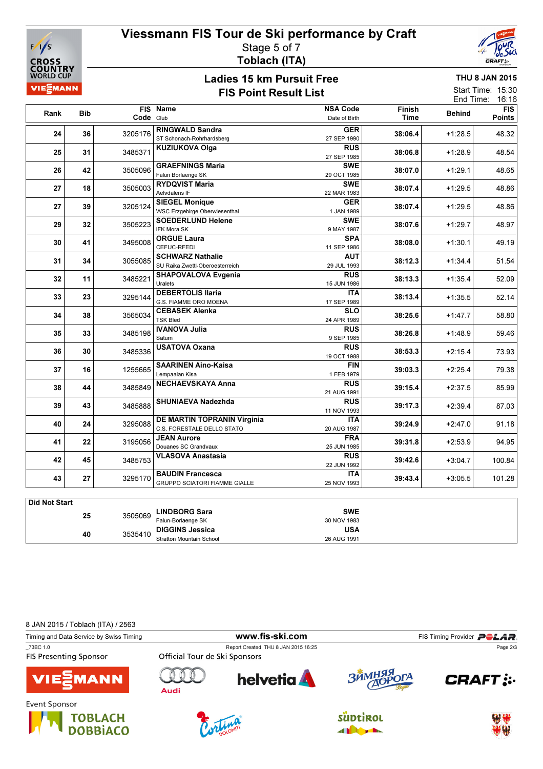# Viessmann FIS Tour de Ski performance by Craft

Stage 5 of 7

**Toblach (ITA)**

## Ladies 15 km Pursuit Free

## FIS Point Result List

THU 8 JAN 2015

Start Time: 15:30

End Time: 16:16

| Rank | Bib | FIS Code | Name / Club | NSA Code / Date of Birth | Finish Time | Behind | FIS Points |
|---|---|---|---|---|---|---|---|
| 24 | 36 | 3205176 | **RINGWALD Sandra** ST Schonach-Rohrhardsberg | GER 27 SEP 1990 | 38:06.4 | +1:28.5 | 48.32 |
| 25 | 31 | 3485371 | **KUZIUKOVA Olga** | RUS 27 SEP 1985 | 38:06.8 | +1:28.9 | 48.54 |
| 26 | 42 | 3505096 | **GRAEFNINGS Maria** Falun Borlaenge SK | SWE 29 OCT 1985 | 38:07.0 | +1:29.1 | 48.65 |
| 27 | 18 | 3505003 | **RYDQVIST Maria** Aelvdalens IF | SWE 22 MAR 1983 | 38:07.4 | +1:29.5 | 48.86 |
| 27 | 39 | 3205124 | **SIEGEL Monique** WSC Erzgebirge Oberwiesenthal | GER 1 JAN 1989 | 38:07.4 | +1:29.5 | 48.86 |
| 29 | 32 | 3505223 | **SOEDERLUND Helene** IFK Mora SK | SWE 9 MAY 1987 | 38:07.6 | +1:29.7 | 48.97 |
| 30 | 41 | 3495008 | **ORGUE Laura** CEFUC-RFEDI | SPA 11 SEP 1986 | 38:08.0 | +1:30.1 | 49.19 |
| 31 | 34 | 3055085 | **SCHWARZ Nathalie** SU Raika Zwettl-Oberoesterreich | AUT 29 JUL 1993 | 38:12.3 | +1:34.4 | 51.54 |
| 32 | 11 | 3485221 | **SHAPOVALOVA Evgenia** Uralets | RUS 15 JUN 1986 | 38:13.3 | +1:35.4 | 52.09 |
| 33 | 23 | 3295144 | **DEBERTOLIS Ilaria** G.S. FIAMME ORO MOENA | ITA 17 SEP 1989 | 38:13.4 | +1:35.5 | 52.14 |
| 34 | 38 | 3565034 | **CEBASEK Alenka** TSK Bled | SLO 24 APR 1989 | 38:25.6 | +1:47.7 | 58.80 |
| 35 | 33 | 3485198 | **IVANOVA Julia** Saturn | RUS 9 SEP 1985 | 38:26.8 | +1:48.9 | 59.46 |
| 36 | 30 | 3485336 | **USATOVA Oxana** | RUS 19 OCT 1988 | 38:53.3 | +2:15.4 | 73.93 |
| 37 | 16 | 1255665 | **SAARINEN Aino-Kaisa** Lempaalan Kisa | FIN 1 FEB 1979 | 39:03.3 | +2:25.4 | 79.38 |
| 38 | 44 | 3485849 | **NECHAEVSKAYA Anna** | RUS 21 AUG 1991 | 39:15.4 | +2:37.5 | 85.99 |
| 39 | 43 | 3485888 | **SHUNIAEVA Nadezhda** | RUS 11 NOV 1993 | 39:17.3 | +2:39.4 | 87.03 |
| 40 | 24 | 3295088 | **DE MARTIN TOPRANIN Virginia** C.S. FORESTALE DELLO STATO | ITA 20 AUG 1987 | 39:24.9 | +2:47.0 | 91.18 |
| 41 | 22 | 3195056 | **JEAN Aurore** Douanes SC Grandvaux | FRA 25 JUN 1985 | 39:31.8 | +2:53.9 | 94.95 |
| 42 | 45 | 3485753 | **VLASOVA Anastasia** | RUS 22 JUN 1992 | 39:42.6 | +3:04.7 | 100.84 |
| 43 | 27 | 3295170 | **BAUDIN Francesca** GRUPPO SCIATORI FIAMME GIALLE | ITA 25 NOV 1993 | 39:43.4 | +3:05.5 | 101.28 |

**Did Not Start**

| Bib | FIS Code | Name / Club | NSA Code / Date of Birth |
|---|---|---|---|
| 25 | 3505069 | **LINDBORG Sara** Falun-Borlaenge SK | SWE 30 NOV 1983 |
| 40 | 3535410 | **DIGGINS Jessica** Stratton Mountain School | USA 26 AUG 1991 |

8 JAN 2015 / Toblach (ITA) / 2563

Timing and Data Service by Swiss Timing — www.fis-ski.com — FIS Timing Provider POLAR

_73BC 1.0 — Report Created THU 8 JAN 2015 16:25

FIS Presenting Sponsor — Official Tour de Ski Sponsors

Event Sponsor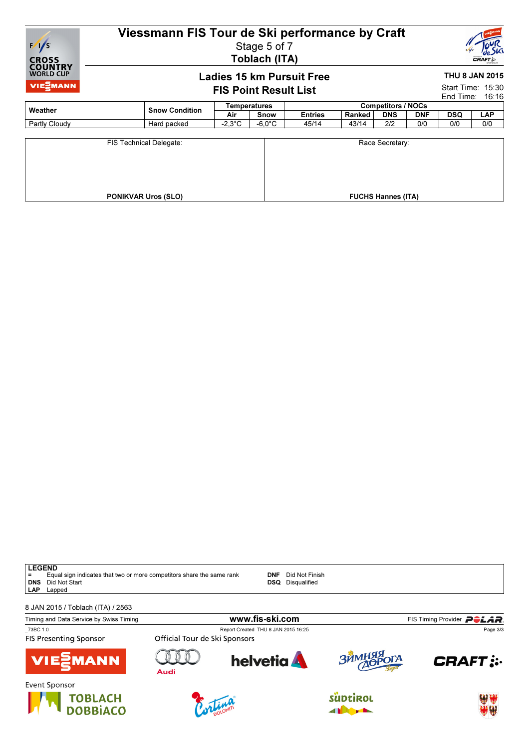# Viessmann FIS Tour de Ski performance by Craft

Stage 5 of 7

Toblach (ITA)

## Ladies 15 km Pursuit Free

## FIS Point Result List

THU 8 JAN 2015

Start Time: 15:30

End Time: 16:16

| Weather | Snow Condition | Temperatures | | Competitors / NOCs | | | | | |
|---|---|---|---|---|---|---|---|---|---|
| | | Air | Snow | Entries | Ranked | DNS | DNF | DSQ | LAP |
| Partly Cloudy | Hard packed | -2,3°C | -6,0°C | 45/14 | 43/14 | 2/2 | 0/0 | 0/0 | 0/0 |

| FIS Technical Delegate: | Race Secretary: |
|---|---|
| **PONIKVAR Uros (SLO)** | **FUCHS Hannes (ITA)** |

**LEGEND**

- **=** Equal sign indicates that two or more competitors share the same rank
- **DNS** Did Not Start
- **LAP** Lapped
- **DNF** Did Not Finish
- **DSQ** Disqualified

8 JAN 2015 / Toblach (ITA) / 2563

Timing and Data Service by Swiss Timing

www.fis-ski.com

FIS Timing Provider POLAR

_73BC 1.0

Report Created THU 8 JAN 2015 16:25

FIS Presenting Sponsor

Official Tour de Ski Sponsors

Event Sponsor